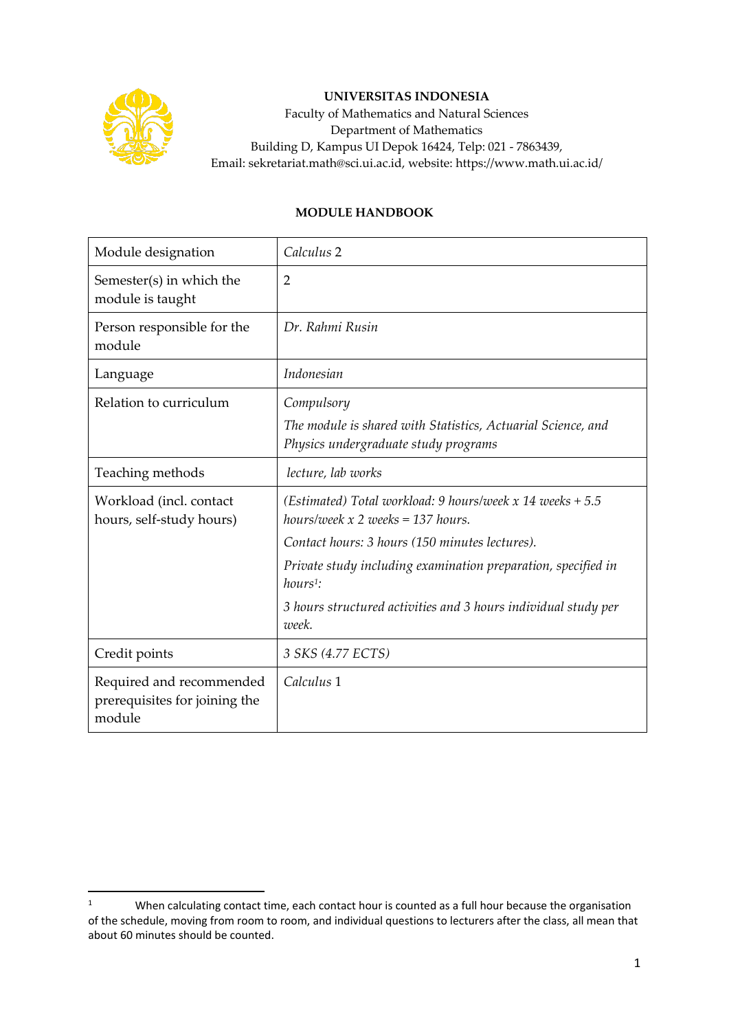**UNIVERSITAS INDONESIA**
Faculty of Mathematics and Natural Sciences
Department of Mathematics
Building D, Kampus UI Depok 16424, Telp: 021 - 7863439,
Email: sekretariat.math@sci.ui.ac.id, website: https://www.math.ui.ac.id/

## MODULE HANDBOOK

| Module designation | *Calculus* 2 |
|---|---|
| Semester(s) in which the module is taught | 2 |
| Person responsible for the module | *Dr. Rahmi Rusin* |
| Language | *Indonesian* |
| Relation to curriculum | *Compulsory*<br>*The module is shared with Statistics, Actuarial Science, and Physics undergraduate study programs* |
| Teaching methods | *lecture, lab works* |
| Workload (incl. contact hours, self-study hours) | *(Estimated) Total workload: 9 hours/week x 14 weeks + 5.5 hours/week x 2 weeks = 137 hours.*<br>*Contact hours: 3 hours (150 minutes lectures).*<br>*Private study including examination preparation, specified in hours*[1]*:*<br>*3 hours structured activities and 3 hours individual study per week.* |
| Credit points | *3 SKS (4.77 ECTS)* |
| Required and recommended prerequisites for joining the module | *Calculus* 1 |

[1] When calculating contact time, each contact hour is counted as a full hour because the organisation of the schedule, moving from room to room, and individual questions to lecturers after the class, all mean that about 60 minutes should be counted.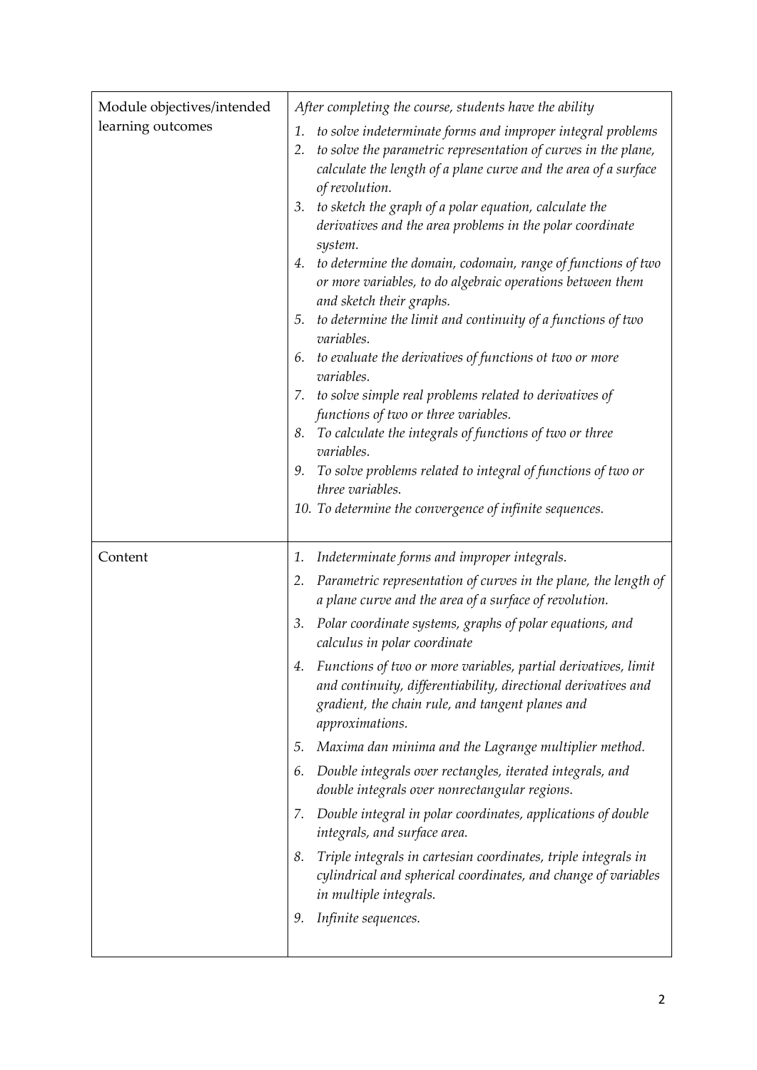| Module objectives/intended learning outcomes | *After completing the course, students have the ability*<br>1. *to solve indeterminate forms and improper integral problems*<br>2. *to solve the parametric representation of curves in the plane, calculate the length of a plane curve and the area of a surface of revolution.*<br>3. *to sketch the graph of a polar equation, calculate the derivatives and the area problems in the polar coordinate system.*<br>4. *to determine the domain, codomain, range of functions of two or more variables, to do algebraic operations between them and sketch their graphs.*<br>5. *to determine the limit and continuity of a functions of two variables.*<br>6. *to evaluate the derivatives of functions ot two or more variables.*<br>7. *to solve simple real problems related to derivatives of functions of two or three variables.*<br>8. *To calculate the integrals of functions of two or three variables.*<br>9. *To solve problems related to integral of functions of two or three variables.*<br>10. *To determine the convergence of infinite sequences.* |
|---|---|
| Content | 1. *Indeterminate forms and improper integrals.*<br>2. *Parametric representation of curves in the plane, the length of a plane curve and the area of a surface of revolution.*<br>3. *Polar coordinate systems, graphs of polar equations, and calculus in polar coordinate*<br>4. *Functions of two or more variables, partial derivatives, limit and continuity, differentiability, directional derivatives and gradient, the chain rule, and tangent planes and approximations.*<br>5. *Maxima dan minima and the Lagrange multiplier method.*<br>6. *Double integrals over rectangles, iterated integrals, and double integrals over nonrectangular regions.*<br>7. *Double integral in polar coordinates, applications of double integrals, and surface area.*<br>8. *Triple integrals in cartesian coordinates, triple integrals in cylindrical and spherical coordinates, and change of variables in multiple integrals.*<br>9. *Infinite sequences.* |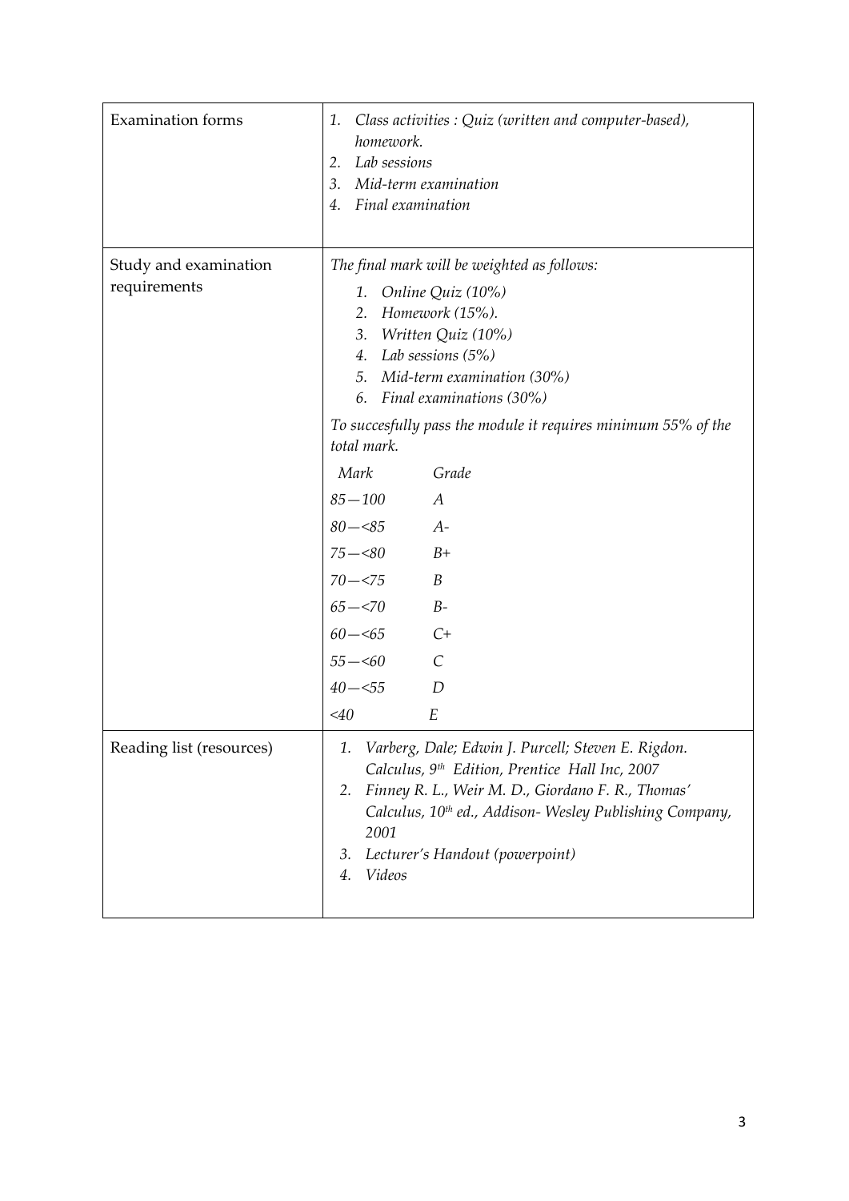| | |
|---|---|
| Examination forms | 1. *Class activities : Quiz (written and computer-based), homework.*<br>2. *Lab sessions*<br>3. *Mid-term examination*<br>4. *Final examination* |
| Study and examination requirements | *The final mark will be weighted as follows:*<br>1. *Online Quiz (10%)*<br>2. *Homework (15%).*<br>3. *Written Quiz (10%)*<br>4. *Lab sessions (5%)*<br>5. *Mid-term examination (30%)*<br>6. *Final examinations (30%)*<br><br>*To succesfully pass the module it requires minimum 55% of the total mark.*<br><br>*Mark* — *Grade*<br>*85—100* — *A*<br>*80—<85* — *A-*<br>*75—<80* — *B+*<br>*70—<75* — *B*<br>*65—<70* — *B-*<br>*60—<65* — *C+*<br>*55—<60* — *C*<br>*40—<55* — *D*<br>*<40* — *E* |
| Reading list (resources) | 1. *Varberg, Dale; Edwin J. Purcell; Steven E. Rigdon. Calculus, 9th Edition, Prentice Hall Inc, 2007*<br>2. *Finney R. L., Weir M. D., Giordano F. R., Thomas' Calculus, 10th ed., Addison- Wesley Publishing Company, 2001*<br>3. *Lecturer's Handout (powerpoint)*<br>4. *Videos* |